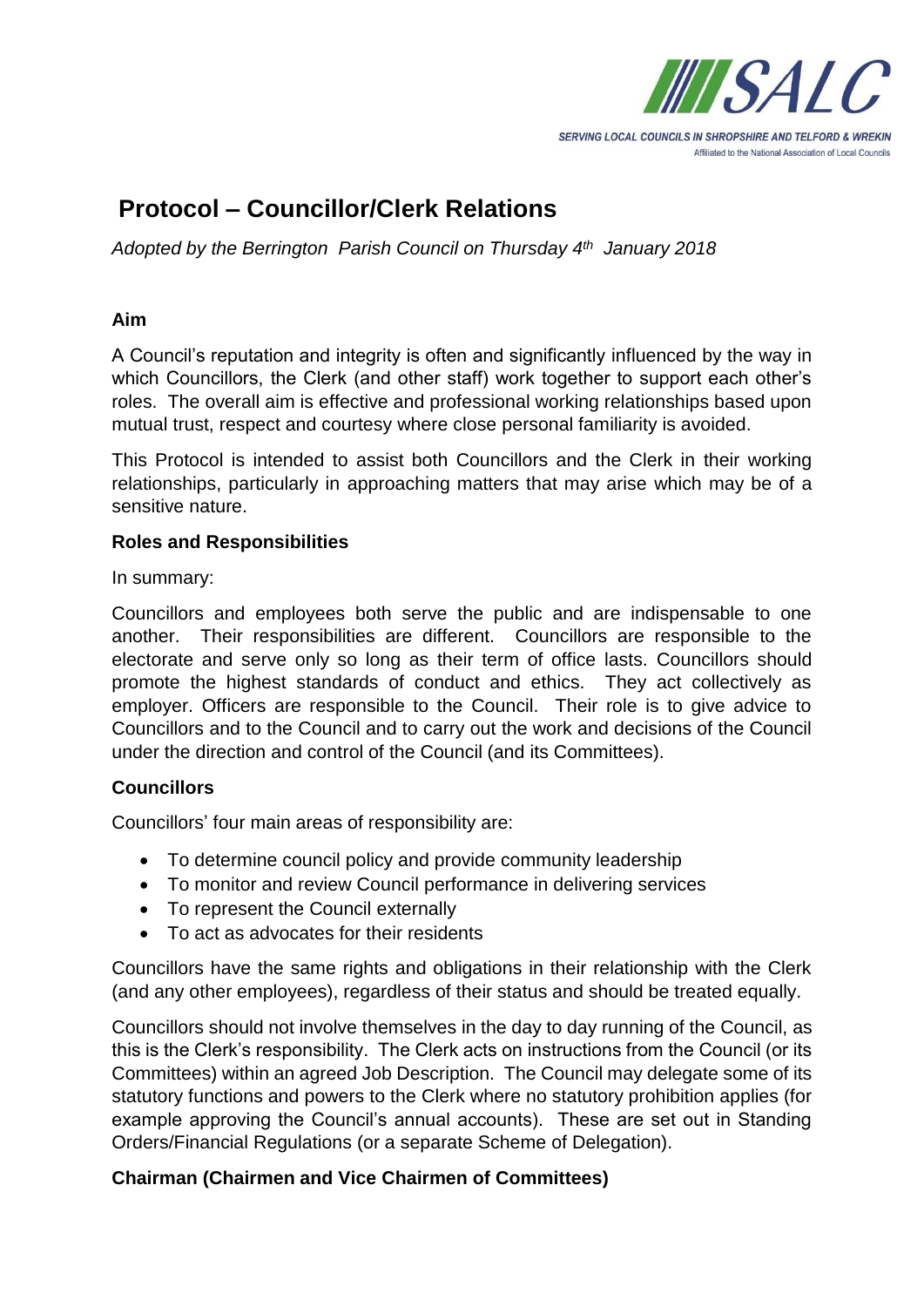# Protocol – Councillor/Clerk Relations

*Adopted by the Berrington Parish Council on Thursday 4th January 2018*

**Aim**

A Council's reputation and integrity is often and significantly influenced by the way in which Councillors, the Clerk (and other staff) work together to support each other's roles. The overall aim is effective and professional working relationships based upon mutual trust, respect and courtesy where close personal familiarity is avoided.

This Protocol is intended to assist both Councillors and the Clerk in their working relationships, particularly in approaching matters that may arise which may be of a sensitive nature.

**Roles and Responsibilities**

In summary:

Councillors and employees both serve the public and are indispensable to one another. Their responsibilities are different. Councillors are responsible to the electorate and serve only so long as their term of office lasts. Councillors should promote the highest standards of conduct and ethics. They act collectively as employer. Officers are responsible to the Council. Their role is to give advice to Councillors and to the Council and to carry out the work and decisions of the Council under the direction and control of the Council (and its Committees).

**Councillors**

Councillors' four main areas of responsibility are:

- To determine council policy and provide community leadership
- To monitor and review Council performance in delivering services
- To represent the Council externally
- To act as advocates for their residents

Councillors have the same rights and obligations in their relationship with the Clerk (and any other employees), regardless of their status and should be treated equally.

Councillors should not involve themselves in the day to day running of the Council, as this is the Clerk's responsibility. The Clerk acts on instructions from the Council (or its Committees) within an agreed Job Description. The Council may delegate some of its statutory functions and powers to the Clerk where no statutory prohibition applies (for example approving the Council's annual accounts). These are set out in Standing Orders/Financial Regulations (or a separate Scheme of Delegation).

**Chairman (Chairmen and Vice Chairmen of Committees)**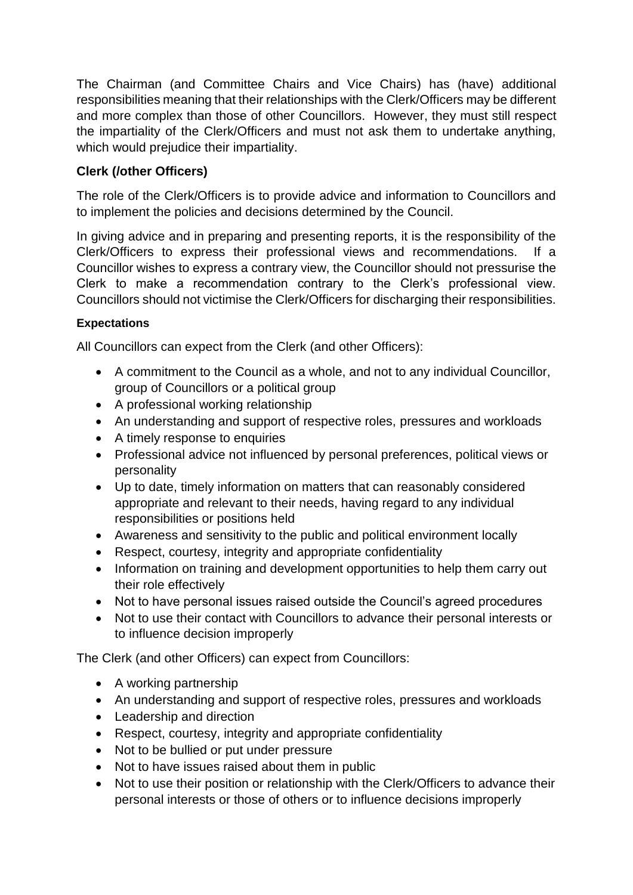The Chairman (and Committee Chairs and Vice Chairs) has (have) additional responsibilities meaning that their relationships with the Clerk/Officers may be different and more complex than those of other Councillors. However, they must still respect the impartiality of the Clerk/Officers and must not ask them to undertake anything, which would prejudice their impartiality.

## Clerk (/other Officers)

The role of the Clerk/Officers is to provide advice and information to Councillors and to implement the policies and decisions determined by the Council.

In giving advice and in preparing and presenting reports, it is the responsibility of the Clerk/Officers to express their professional views and recommendations. If a Councillor wishes to express a contrary view, the Councillor should not pressurise the Clerk to make a recommendation contrary to the Clerk's professional view. Councillors should not victimise the Clerk/Officers for discharging their responsibilities.

### Expectations

All Councillors can expect from the Clerk (and other Officers):

- A commitment to the Council as a whole, and not to any individual Councillor, group of Councillors or a political group
- A professional working relationship
- An understanding and support of respective roles, pressures and workloads
- A timely response to enquiries
- Professional advice not influenced by personal preferences, political views or personality
- Up to date, timely information on matters that can reasonably considered appropriate and relevant to their needs, having regard to any individual responsibilities or positions held
- Awareness and sensitivity to the public and political environment locally
- Respect, courtesy, integrity and appropriate confidentiality
- Information on training and development opportunities to help them carry out their role effectively
- Not to have personal issues raised outside the Council's agreed procedures
- Not to use their contact with Councillors to advance their personal interests or to influence decision improperly

The Clerk (and other Officers) can expect from Councillors:

- A working partnership
- An understanding and support of respective roles, pressures and workloads
- Leadership and direction
- Respect, courtesy, integrity and appropriate confidentiality
- Not to be bullied or put under pressure
- Not to have issues raised about them in public
- Not to use their position or relationship with the Clerk/Officers to advance their personal interests or those of others or to influence decisions improperly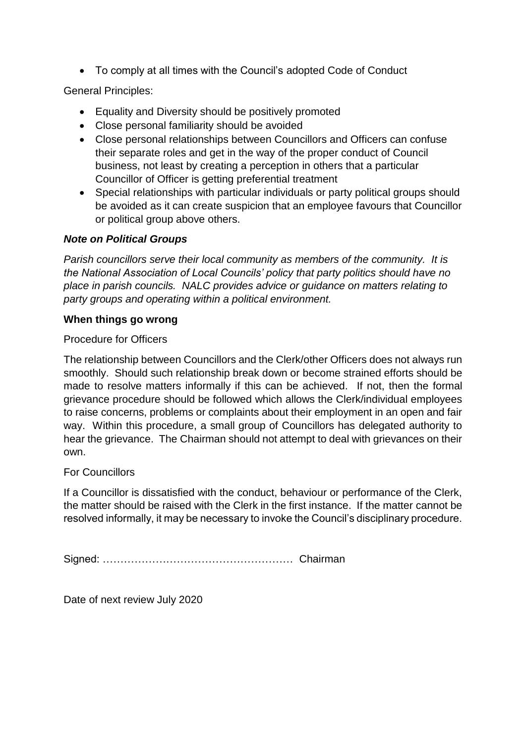- To comply at all times with the Council's adopted Code of Conduct

General Principles:

- Equality and Diversity should be positively promoted
- Close personal familiarity should be avoided
- Close personal relationships between Councillors and Officers can confuse their separate roles and get in the way of the proper conduct of Council business, not least by creating a perception in others that a particular Councillor of Officer is getting preferential treatment
- Special relationships with particular individuals or party political groups should be avoided as it can create suspicion that an employee favours that Councillor or political group above others.

***Note on Political Groups***

*Parish councillors serve their local community as members of the community. It is the National Association of Local Councils' policy that party politics should have no place in parish councils. NALC provides advice or guidance on matters relating to party groups and operating within a political environment.*

**When things go wrong**

Procedure for Officers

The relationship between Councillors and the Clerk/other Officers does not always run smoothly. Should such relationship break down or become strained efforts should be made to resolve matters informally if this can be achieved. If not, then the formal grievance procedure should be followed which allows the Clerk/individual employees to raise concerns, problems or complaints about their employment in an open and fair way. Within this procedure, a small group of Councillors has delegated authority to hear the grievance. The Chairman should not attempt to deal with grievances on their own.

For Councillors

If a Councillor is dissatisfied with the conduct, behaviour or performance of the Clerk, the matter should be raised with the Clerk in the first instance. If the matter cannot be resolved informally, it may be necessary to invoke the Council's disciplinary procedure.

Signed: ……………………………………………… Chairman

Date of next review July 2020